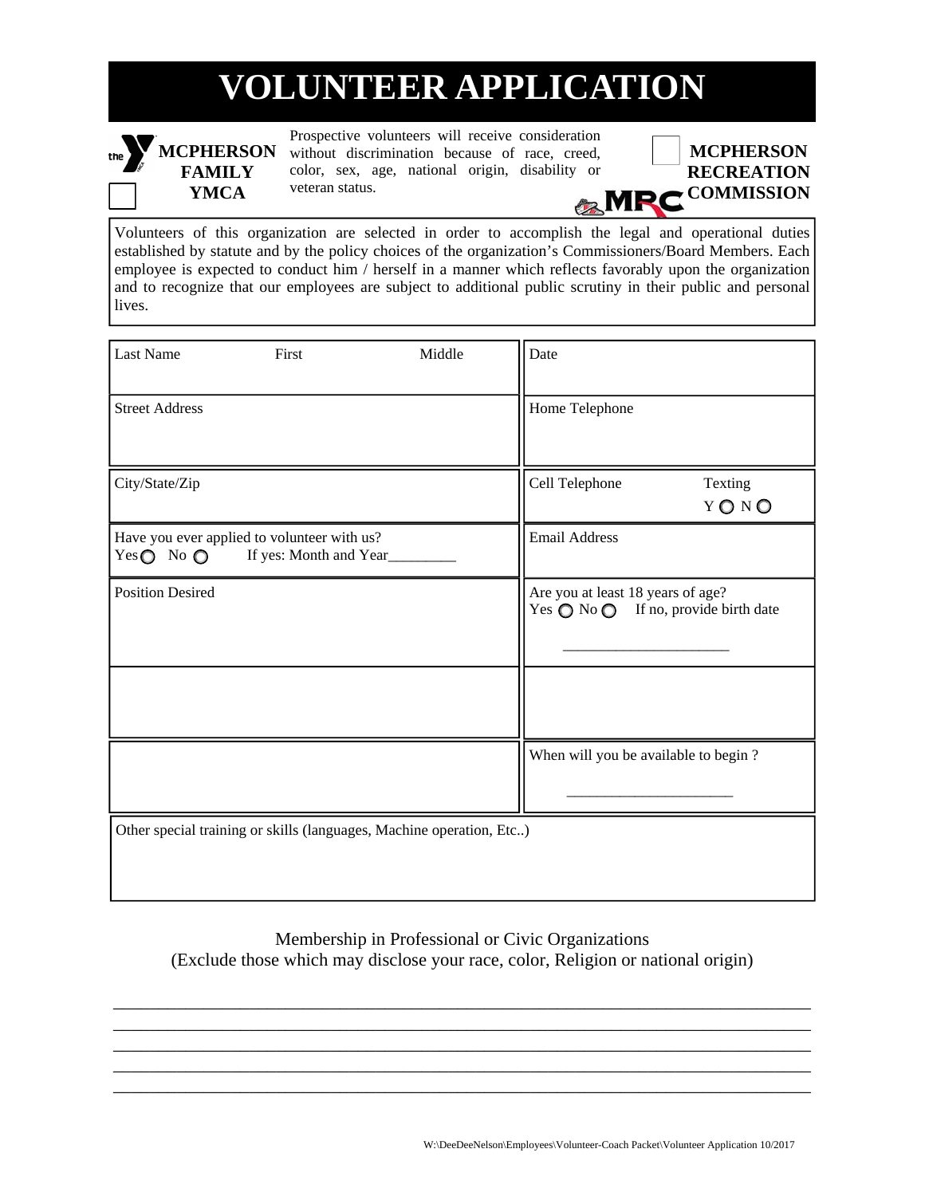# VOLUNTEER APPLICATION

☐ **MCPHERSON FAMILY YMCA**

Prospective volunteers will receive consideration without discrimination because of race, creed, color, sex, age, national origin, disability or veteran status.

☐ **MCPHERSON RECREATION COMMISSION**

Volunteers of this organization are selected in order to accomplish the legal and operational duties established by statute and by the policy choices of the organization's Commissioners/Board Members. Each employee is expected to conduct him / herself in a manner which reflects favorably upon the organization and to recognize that our employees are subject to additional public scrutiny in their public and personal lives.

| | |
|---|---|
| Last Name First Middle | Date |
| Street Address | Home Telephone |
| City/State/Zip | Cell Telephone Texting Y ○ N ○ |
| Have you ever applied to volunteer with us? Yes ○ No ○ If yes: Month and Year_________ | Email Address |
| Position Desired | Are you at least 18 years of age? Yes ○ No ○ If no, provide birth date ______________________ |
| | |
| | When will you be available to begin ? ______________________ |
| Other special training or skills (languages, Machine operation, Etc..) | |

Membership in Professional or Civic Organizations
(Exclude those which may disclose your race, color, Religion or national origin)

_______________________________________________________________________________
_______________________________________________________________________________
_______________________________________________________________________________
_______________________________________________________________________________
_______________________________________________________________________________

W:\DeeDeeNelson\Employees\Volunteer-Coach Packet\Volunteer Application 10/2017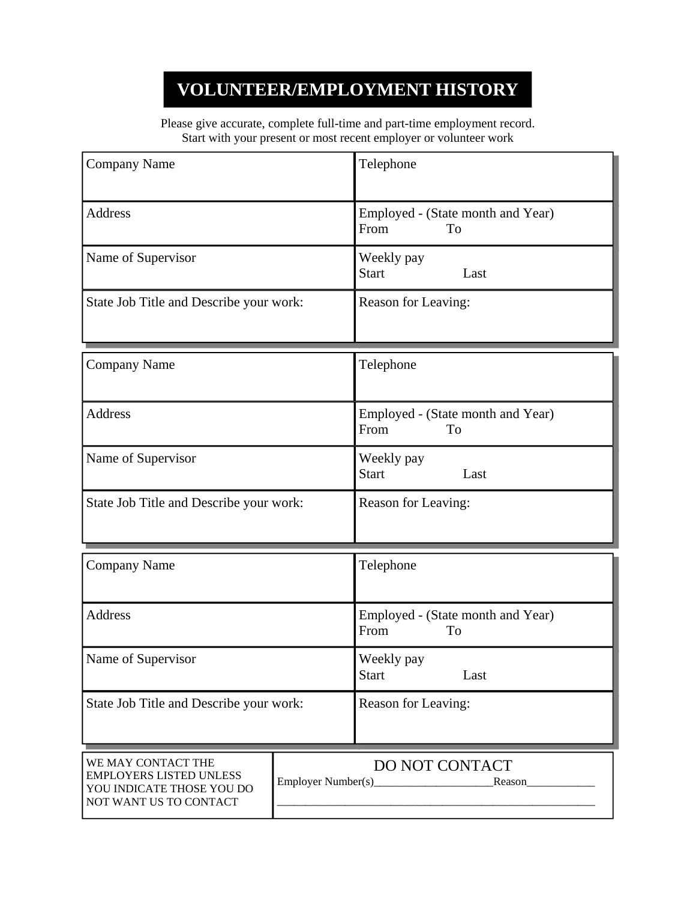# VOLUNTEER/EMPLOYMENT HISTORY

Please give accurate, complete full-time and part-time employment record.
Start with your present or most recent employer or volunteer work

| Company Name | Telephone |
|---|---|
| Address | Employed - (State month and Year)<br>From To |
| Name of Supervisor | Weekly pay<br>Start Last |
| State Job Title and Describe your work: | Reason for Leaving: |

| Company Name | Telephone |
|---|---|
| Address | Employed - (State month and Year)<br>From To |
| Name of Supervisor | Weekly pay<br>Start Last |
| State Job Title and Describe your work: | Reason for Leaving: |

| Company Name | Telephone |
|---|---|
| Address | Employed - (State month and Year)<br>From To |
| Name of Supervisor | Weekly pay<br>Start Last |
| State Job Title and Describe your work: | Reason for Leaving: |

| WE MAY CONTACT THE EMPLOYERS LISTED UNLESS YOU INDICATE THOSE YOU DO NOT WANT US TO CONTACT | DO NOT CONTACT<br>Employer Number(s)_____________________Reason____________<br>_________________________________________________________ |
|---|---|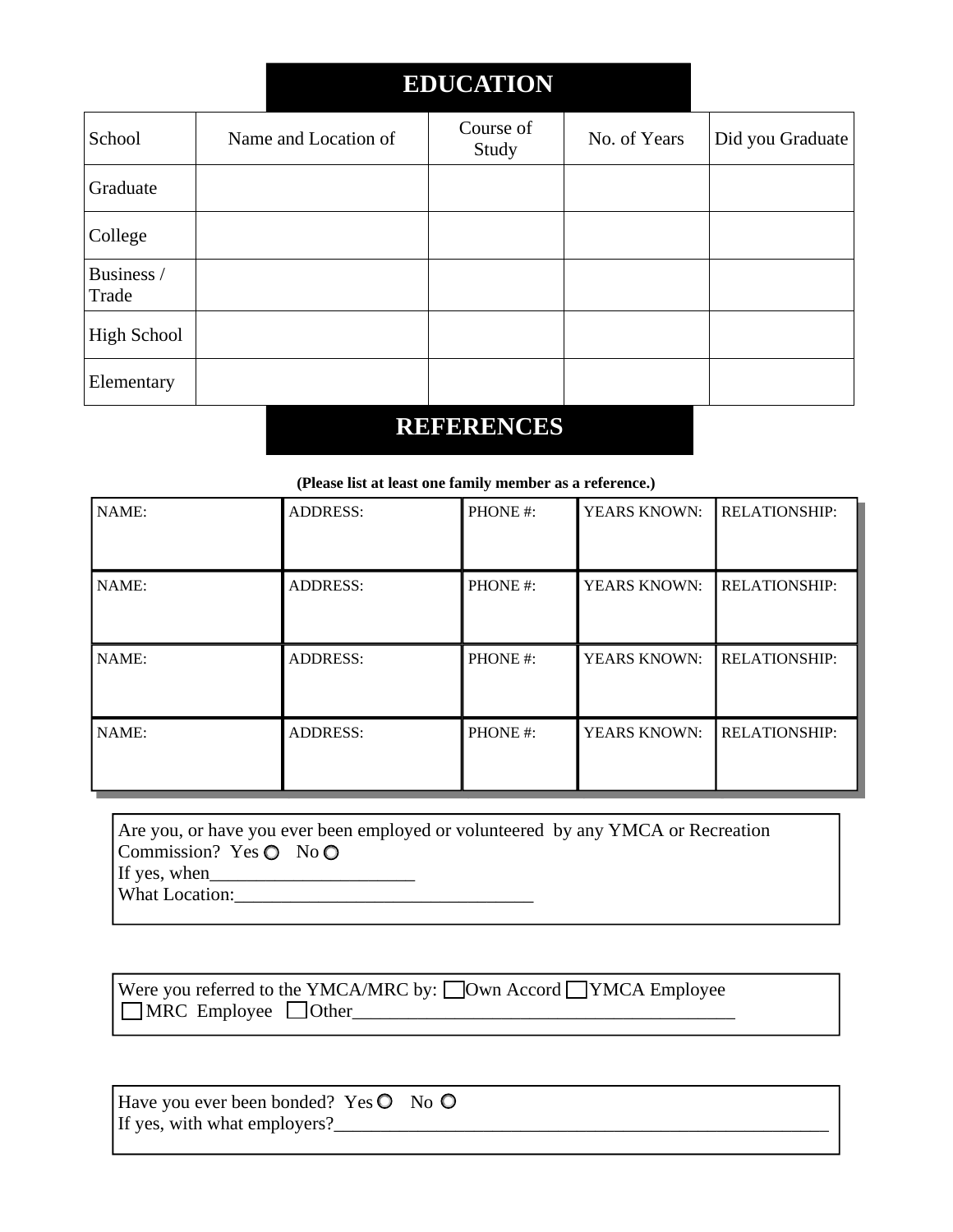## EDUCATION

| School | Name and Location of | Course of Study | No. of Years | Did you Graduate |
|---|---|---|---|---|
| Graduate | | | | |
| College | | | | |
| Business / Trade | | | | |
| High School | | | | |
| Elementary | | | | |

## REFERENCES

**(Please list at least one family member as a reference.)**

| NAME: | ADDRESS: | PHONE #: | YEARS KNOWN: | RELATIONSHIP: |
|---|---|---|---|---|
| NAME: | ADDRESS: | PHONE #: | YEARS KNOWN: | RELATIONSHIP: |
| NAME: | ADDRESS: | PHONE #: | YEARS KNOWN: | RELATIONSHIP: |
| NAME: | ADDRESS: | PHONE #: | YEARS KNOWN: | RELATIONSHIP: |

Are you, or have you ever been employed or volunteered by any YMCA or Recreation Commission? Yes ○ No ○
If yes, when______________________
What Location:________________________________

Were you referred to the YMCA/MRC by: ☐ Own Accord ☐ YMCA Employee
☐ MRC Employee ☐ Other__________________________________________

Have you ever been bonded? Yes ○ No ○
If yes, with what employers?_______________________________________________________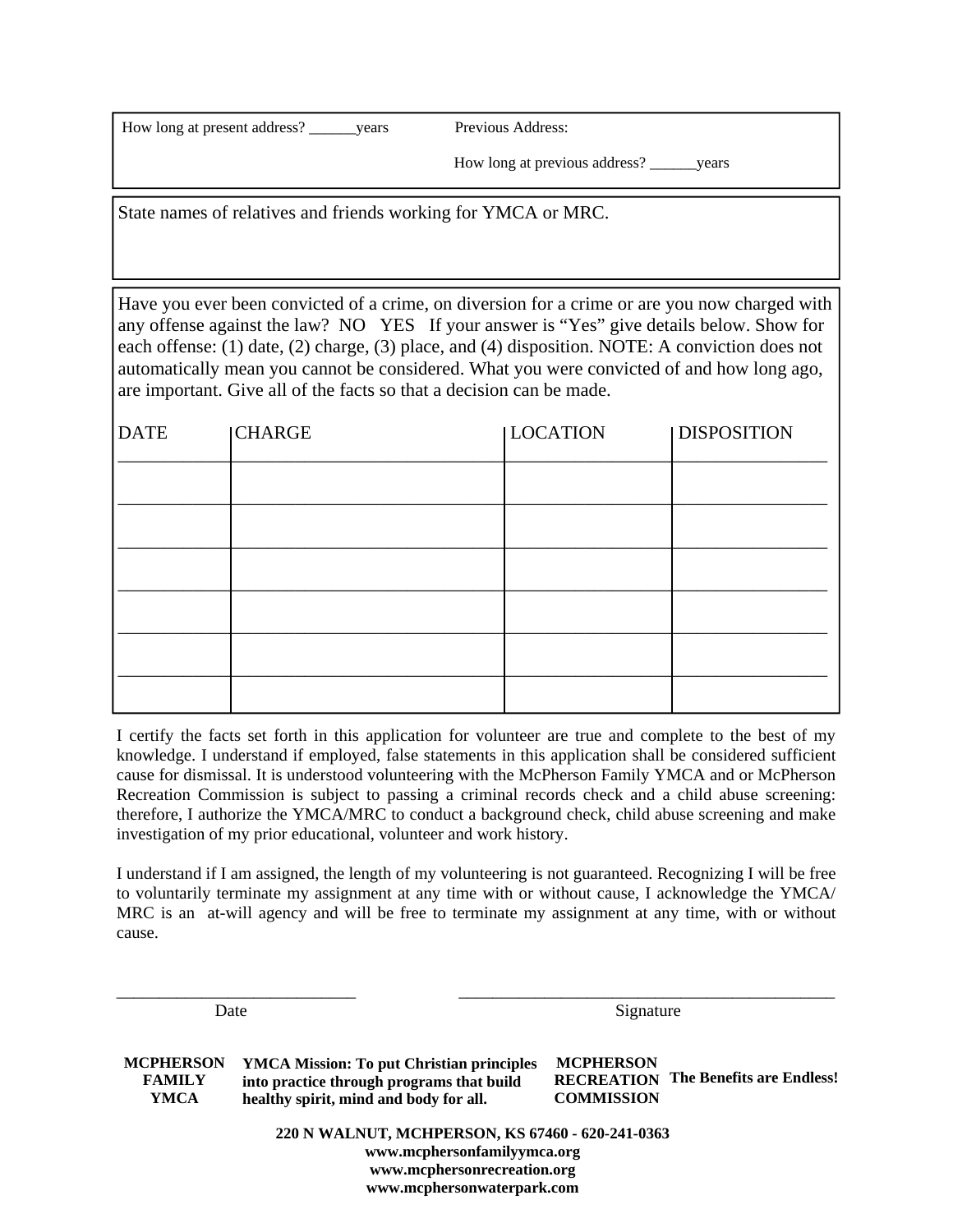How long at present address? ______years

Previous Address:

How long at previous address? ______years

State names of relatives and friends working for YMCA or MRC.

Have you ever been convicted of a crime, on diversion for a crime or are you now charged with any offense against the law? NO YES If your answer is "Yes" give details below. Show for each offense: (1) date, (2) charge, (3) place, and (4) disposition. NOTE: A conviction does not automatically mean you cannot be considered. What you were convicted of and how long ago, are important. Give all of the facts so that a decision can be made.

| DATE | CHARGE | LOCATION | DISPOSITION |
| --- | --- | --- | --- |
| | | | |
| | | | |
| | | | |
| | | | |
| | | | |
| | | | |

I certify the facts set forth in this application for volunteer are true and complete to the best of my knowledge. I understand if employed, false statements in this application shall be considered sufficient cause for dismissal. It is understood volunteering with the McPherson Family YMCA and or McPherson Recreation Commission is subject to passing a criminal records check and a child abuse screening: therefore, I authorize the YMCA/MRC to conduct a background check, child abuse screening and make investigation of my prior educational, volunteer and work history.

I understand if I am assigned, the length of my volunteering is not guaranteed. Recognizing I will be free to voluntarily terminate my assignment at any time with or without cause, I acknowledge the YMCA/ MRC is an at-will agency and will be free to terminate my assignment at any time, with or without cause.

____________________________ Date

____________________________________________ Signature

**MCPHERSON FAMILY YMCA** **YMCA Mission: To put Christian principles into practice through programs that build healthy spirit, mind and body for all.** **MCPHERSON RECREATION COMMISSION** **The Benefits are Endless!**

**220 N WALNUT, MCHPERSON, KS 67460 - 620-241-0363**
**www.mcphersonfamilyymca.org**
**www.mcphersonrecreation.org**
**www.mcphersonwaterpark.com**